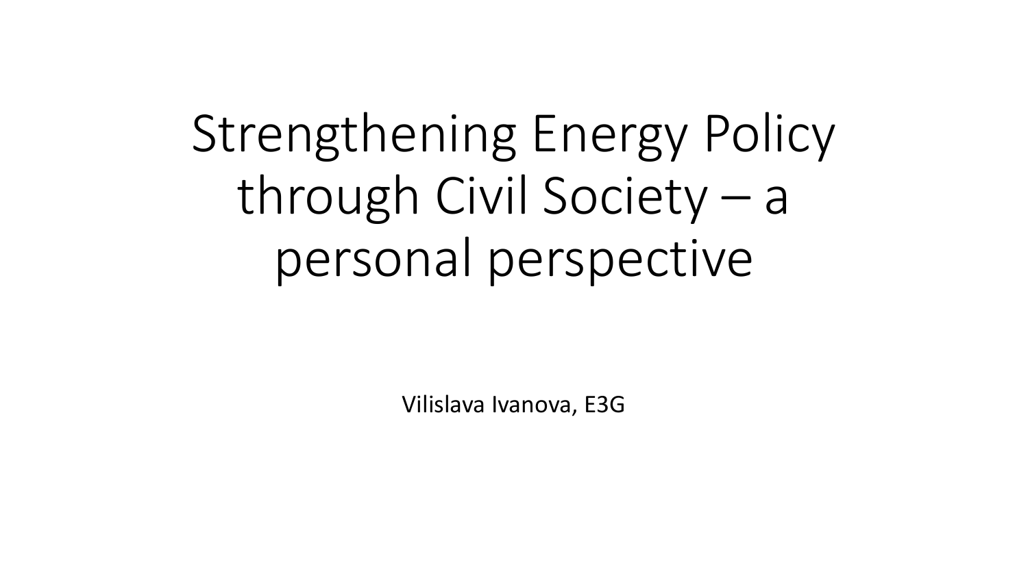# Strengthening Energy Policy through Civil Society – a personal perspective

Vilislava Ivanova, E3G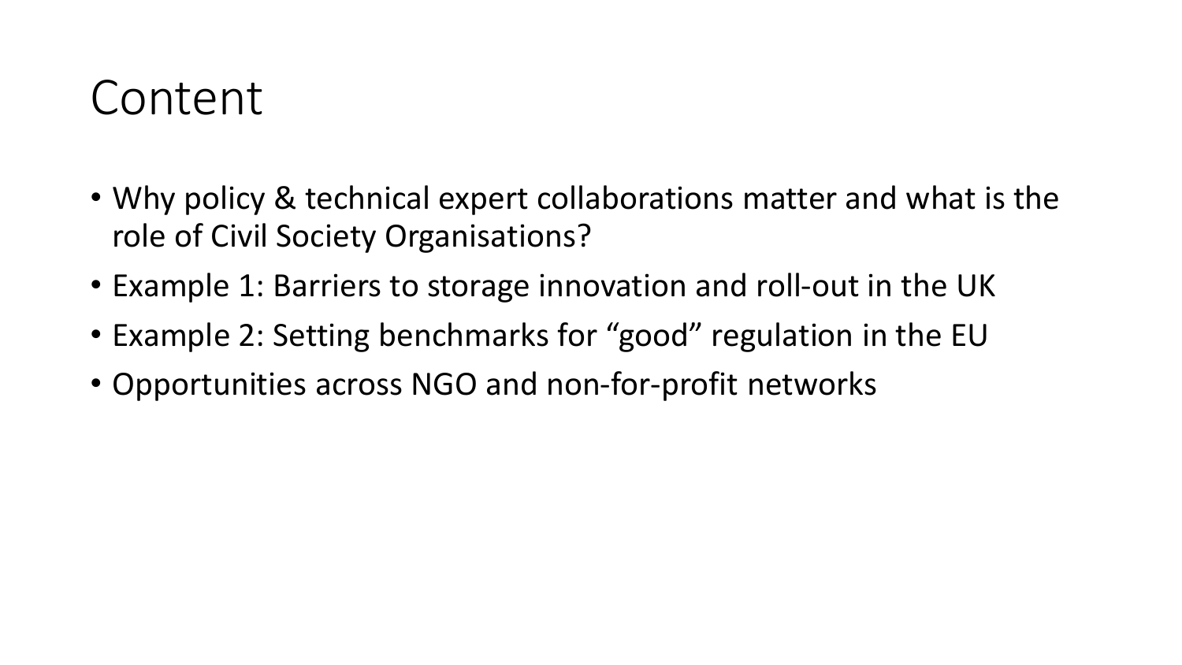# Content

- Why policy & technical expert collaborations matter and what is the role of Civil Society Organisations?
- Example 1: Barriers to storage innovation and roll-out in the UK
- Example 2: Setting benchmarks for “good” regulation in the EU
- Opportunities across NGO and non-for-profit networks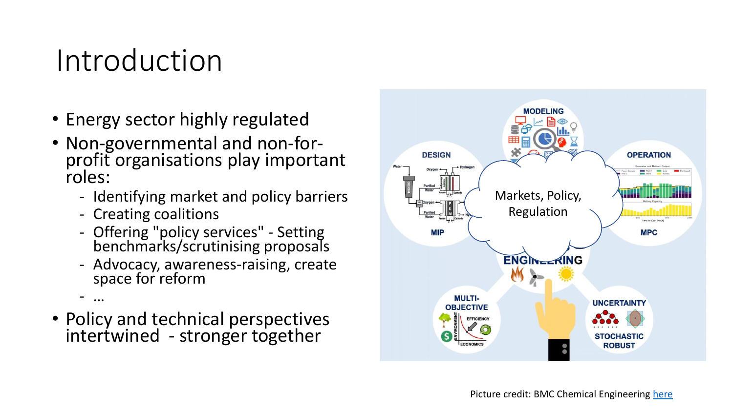# Introduction

- Energy sector highly regulated
- Non-governmental and non-for-profit organisations play important roles:
  - Identifying market and policy barriers
  - Creating coalitions
  - Offering "policy services" - Setting benchmarks/scrutinising proposals
  - Advocacy, awareness-raising, create space for reform
  - …
- Policy and technical perspectives intertwined - stronger together

Picture credit: BMC Chemical Engineering here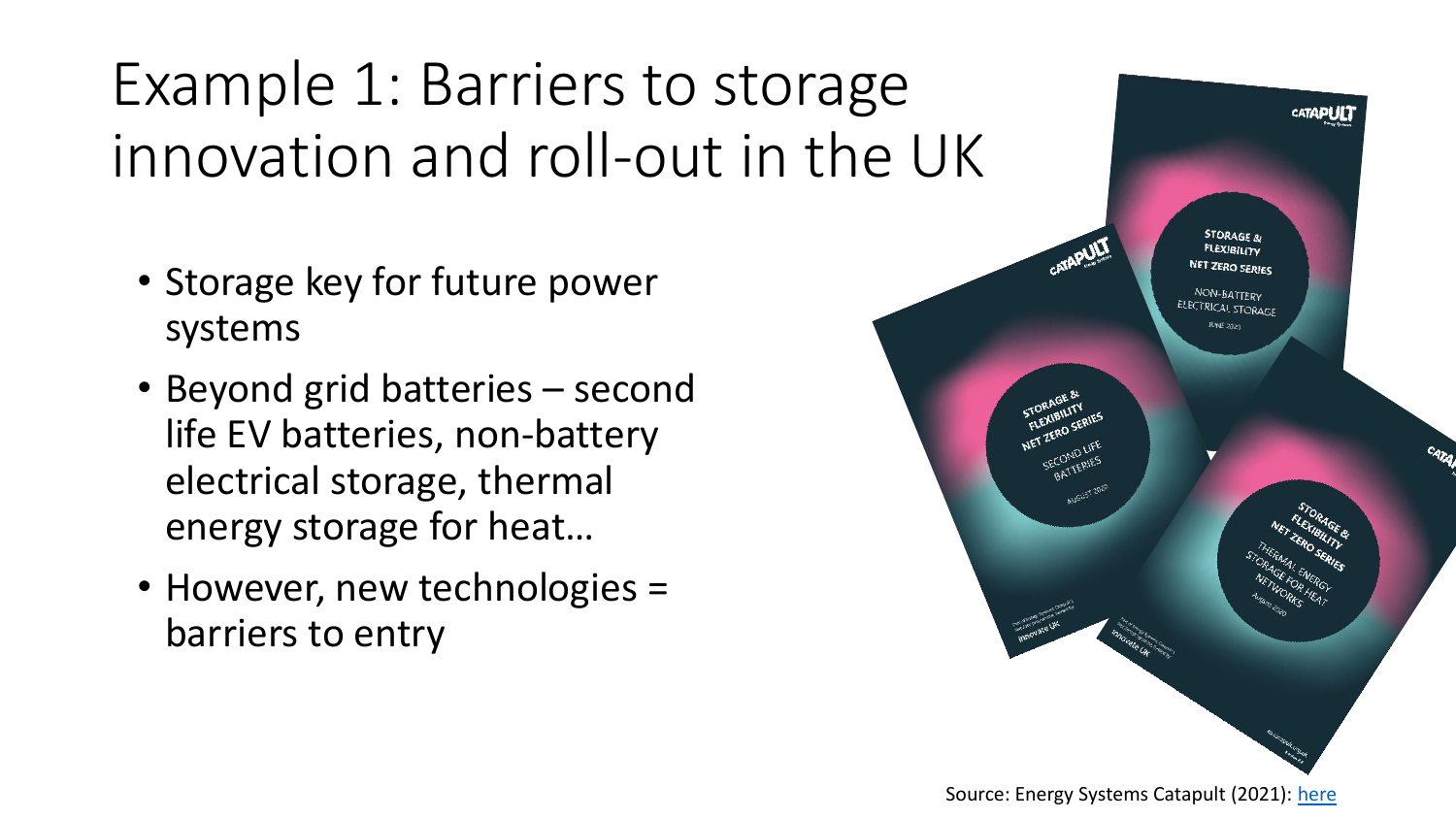# Example 1: Barriers to storage innovation and roll-out in the UK

- Storage key for future power systems
- Beyond grid batteries – second life EV batteries, non-battery electrical storage, thermal energy storage for heat…
- However, new technologies = barriers to entry

Source: Energy Systems Catapult (2021): here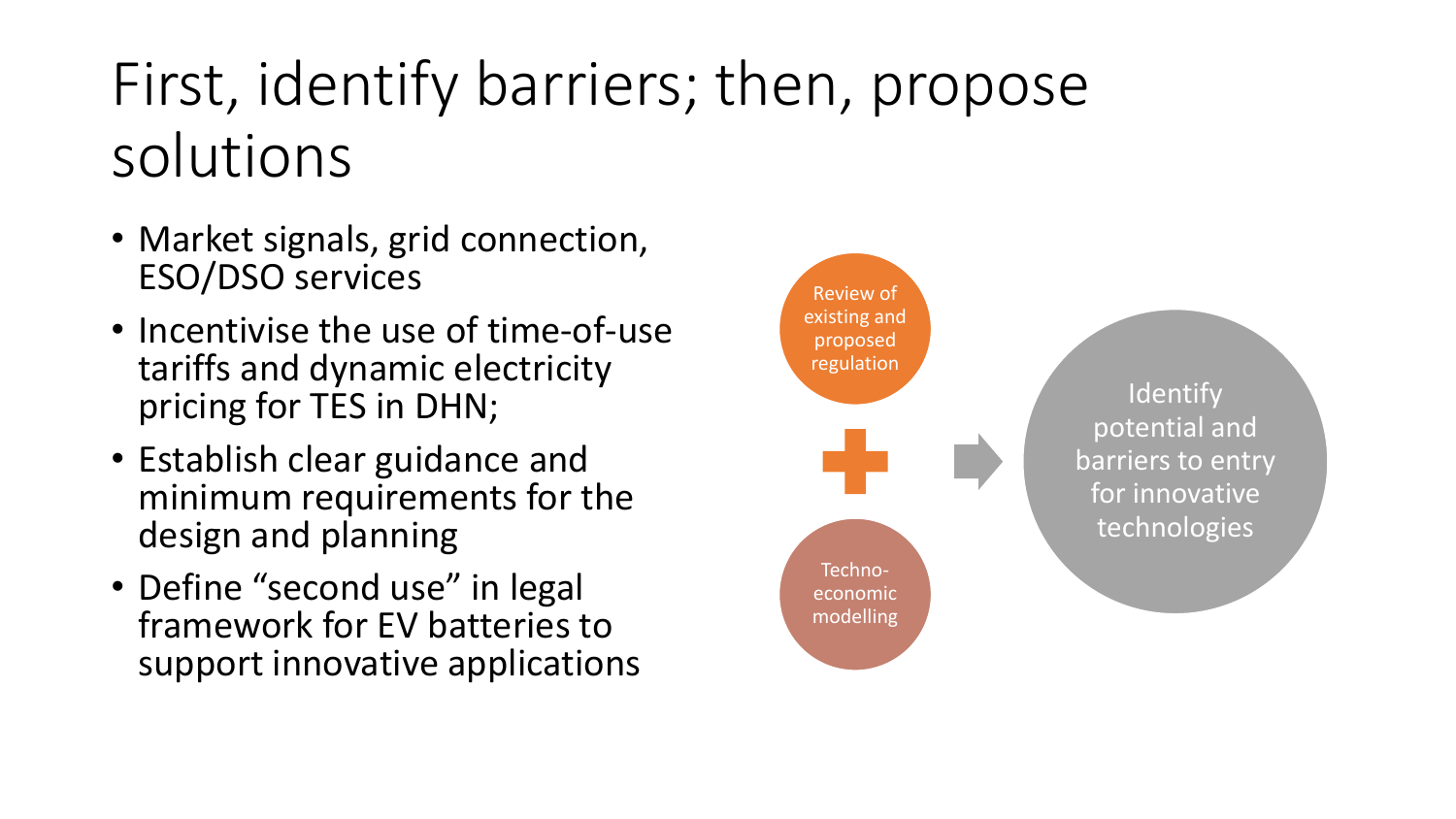# First, identify barriers; then, propose solutions

- Market signals, grid connection, ESO/DSO services
- Incentivise the use of time-of-use tariffs and dynamic electricity pricing for TES in DHN;
- Establish clear guidance and minimum requirements for the design and planning
- Define "second use" in legal framework for EV batteries to support innovative applications

Review of existing and proposed regulation

+

Techno-economic modelling

→

Identify potential and barriers to entry for innovative technologies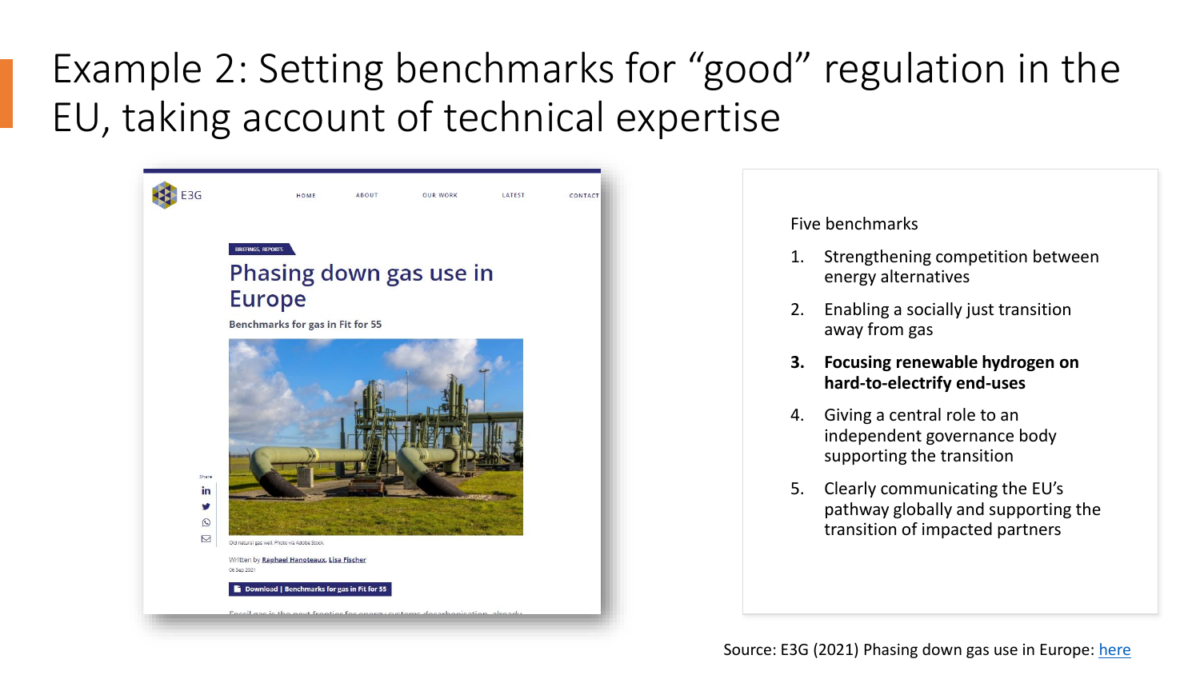# Example 2: Setting benchmarks for "good" regulation in the EU, taking account of technical expertise

BRIEFINGS, REPORTS

## Phasing down gas use in Europe

Benchmarks for gas in Fit for 55

Old natural gas well. Photo via Adobe Stock

Written by Raphael Hanoteaux, Lisa Fischer

06 Sep 2021

Download | Benchmarks for gas in Fit for 55

Five benchmarks

1. Strengthening competition between energy alternatives
2. Enabling a socially just transition away from gas
3. **Focusing renewable hydrogen on hard-to-electrify end-uses**
4. Giving a central role to an independent governance body supporting the transition
5. Clearly communicating the EU's pathway globally and supporting the transition of impacted partners

Source: E3G (2021) Phasing down gas use in Europe: here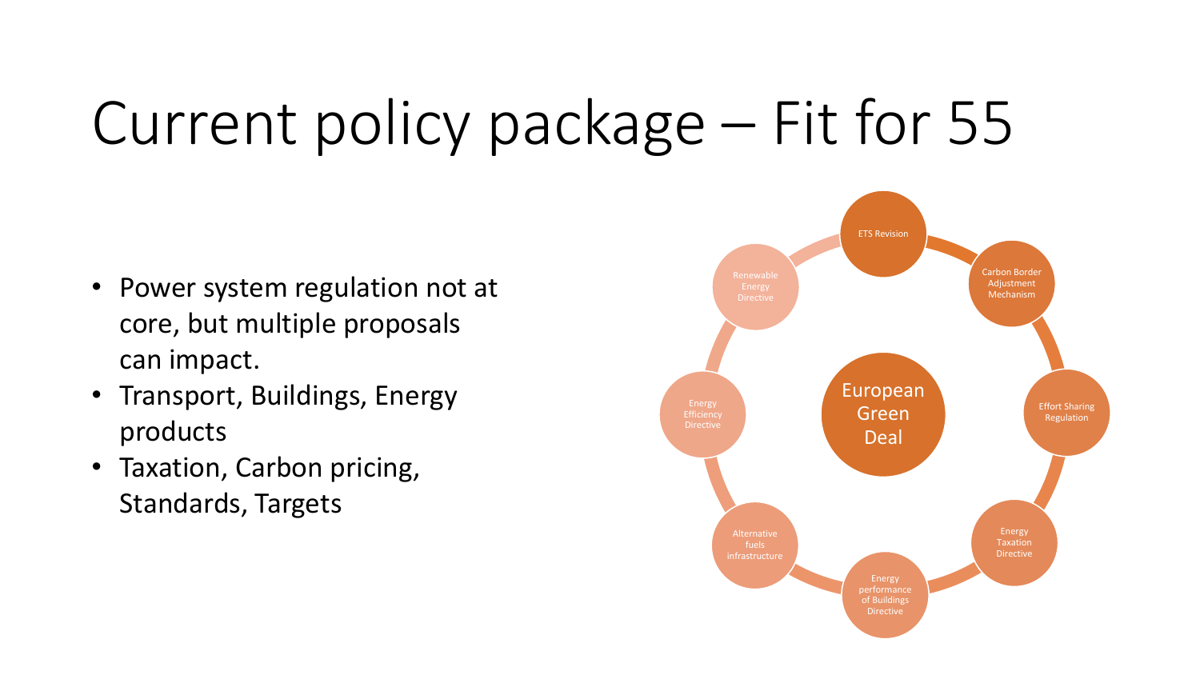# Current policy package – Fit for 55

- Power system regulation not at core, but multiple proposals can impact.
- Transport, Buildings, Energy products
- Taxation, Carbon pricing, Standards, Targets

European Green Deal

- ETS Revision
- Carbon Border Adjustment Mechanism
- Effort Sharing Regulation
- Energy Taxation Directive
- Energy performance of Buildings Directive
- Alternative fuels infrastructure
- Energy Efficiency Directive
- Renewable Energy Directive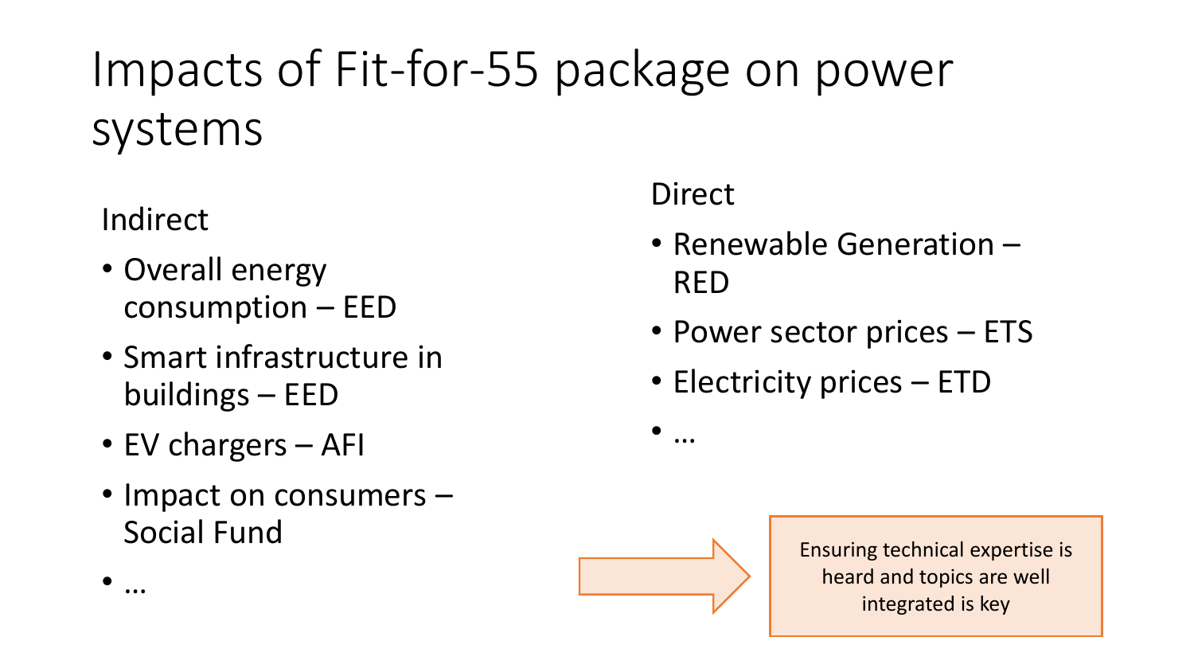# Impacts of Fit-for-55 package on power systems

Indirect

- Overall energy consumption – EED
- Smart infrastructure in buildings – EED
- EV chargers – AFI
- Impact on consumers – Social Fund
- …

Direct

- Renewable Generation – RED
- Power sector prices – ETS
- Electricity prices – ETD
- …

Ensuring technical expertise is heard and topics are well integrated is key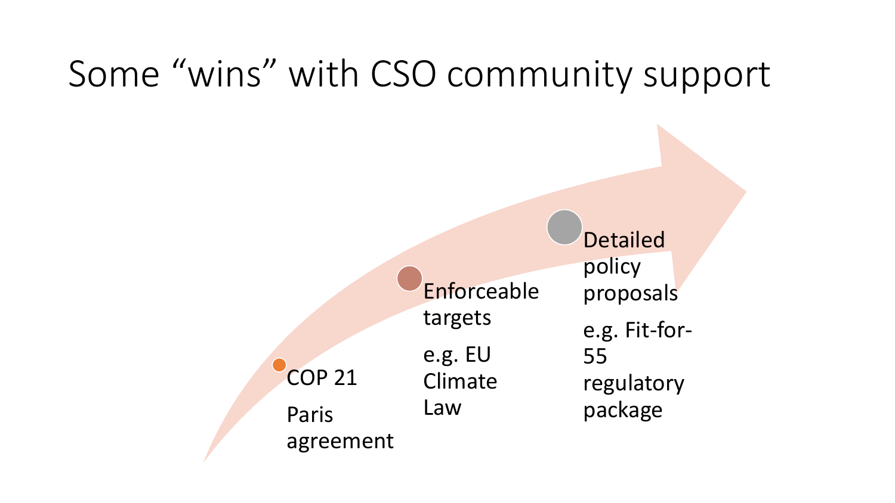# Some "wins" with CSO community support

- COP 21
  - Paris agreement
- Enforceable targets
  - e.g. EU Climate Law
- Detailed policy proposals
  - e.g. Fit-for-55 regulatory package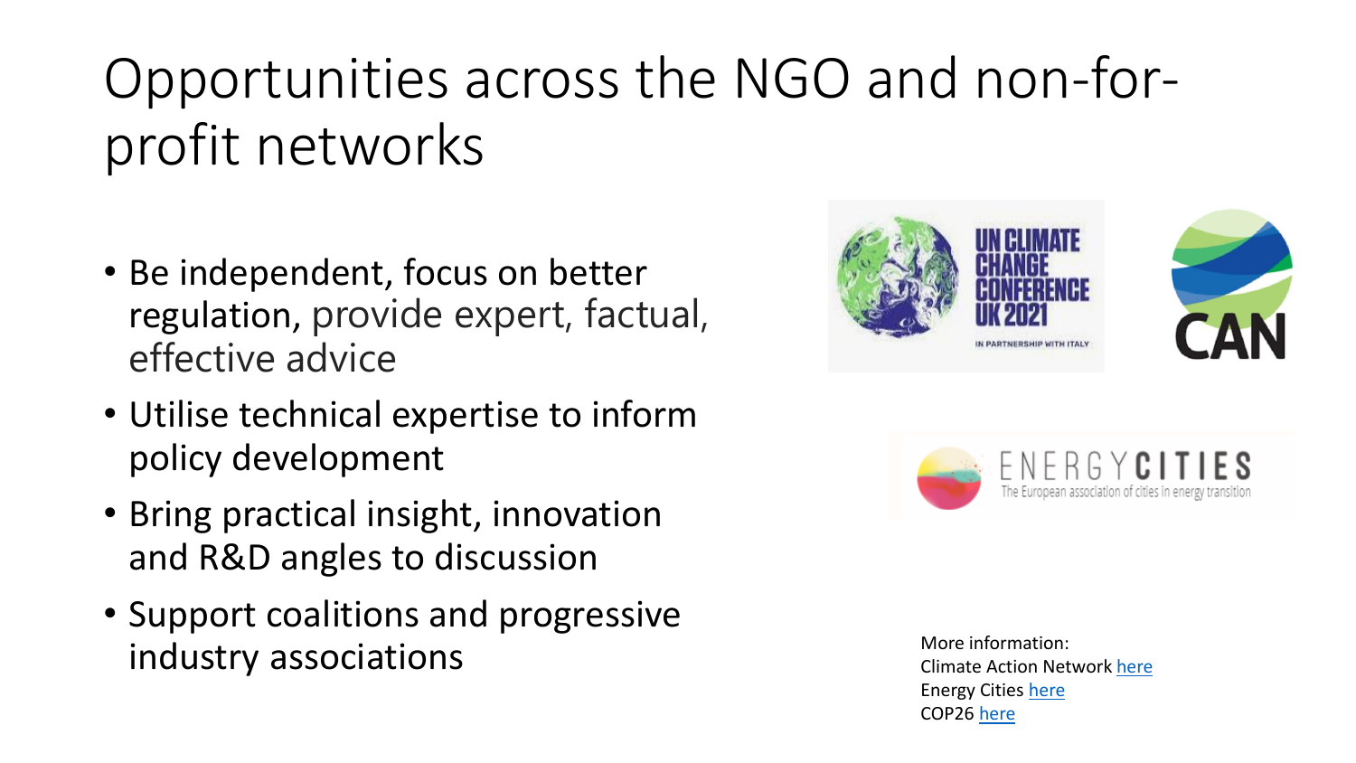# Opportunities across the NGO and non-for-profit networks

- Be independent, focus on better regulation, provide expert, factual, effective advice
- Utilise technical expertise to inform policy development
- Bring practical insight, innovation and R&D angles to discussion
- Support coalitions and progressive industry associations

More information:
Climate Action Network here
Energy Cities here
COP26 here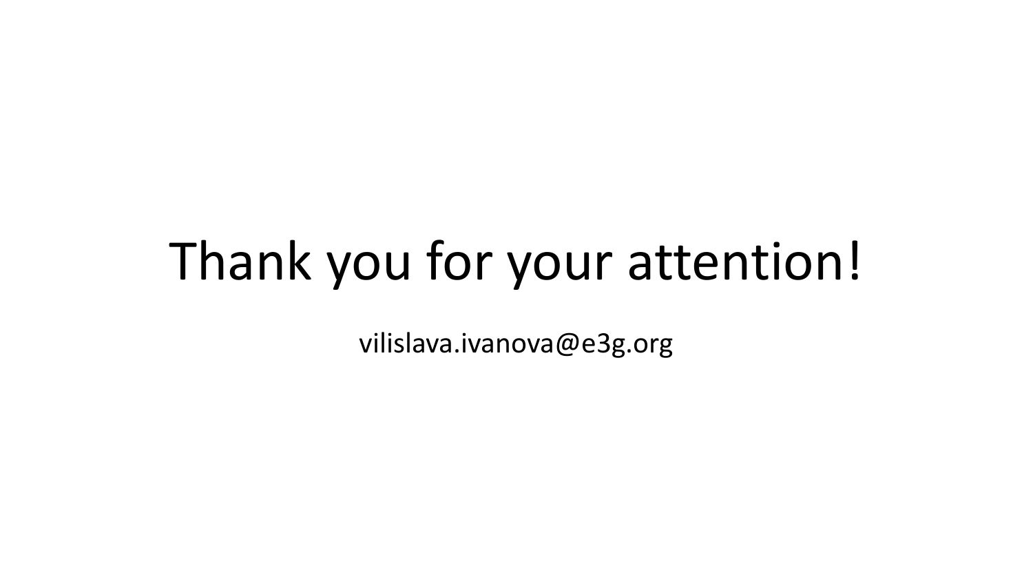# Thank you for your attention!

vilislava.ivanova@e3g.org